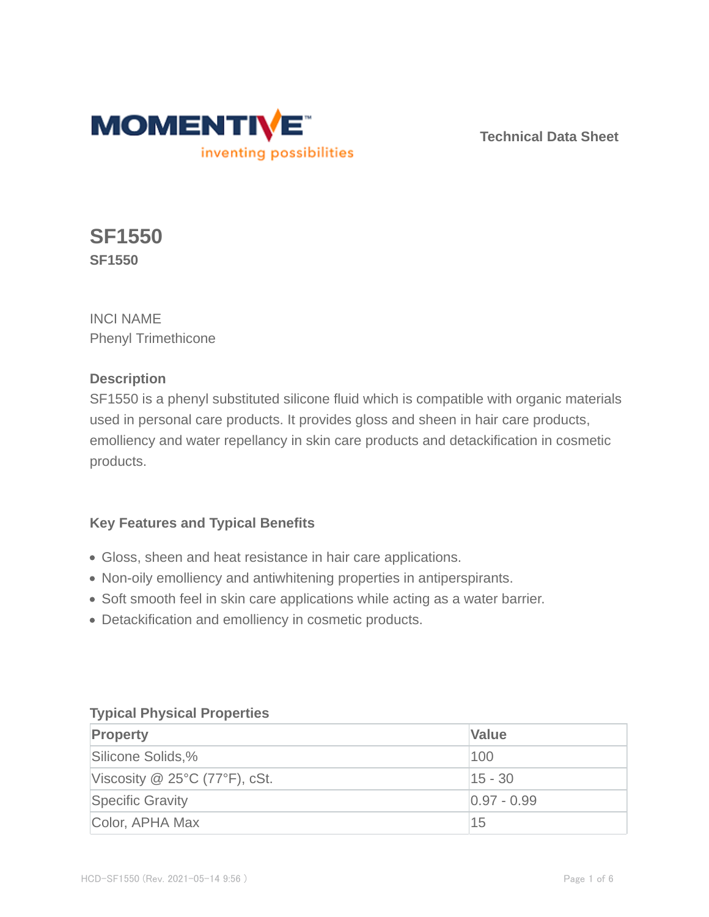MOMENTIVE

inventing possibilities

Technical Data Sheet

# SF1550

**SF1550**

INCI NAME

Phenyl Trimethicone

### Description

SF1550 is a phenyl substituted silicone fluid which is compatible with organic materials used in personal care products. It provides gloss and sheen in hair care products, emolliency and water repellancy in skin care products and detackification in cosmetic products.

### Key Features and Typical Benefits

- Gloss, sheen and heat resistance in hair care applications.
- Non-oily emolliency and antiwhitening properties in antiperspirants.
- Soft smooth feel in skin care applications while acting as a water barrier.
- Detackification and emolliency in cosmetic products.

### Typical Physical Properties

| Property | Value |
| --- | --- |
| Silicone Solids,% | 100 |
| Viscosity @ 25°C (77°F), cSt. | 15 - 30 |
| Specific Gravity | 0.97 - 0.99 |
| Color, APHA Max | 15 |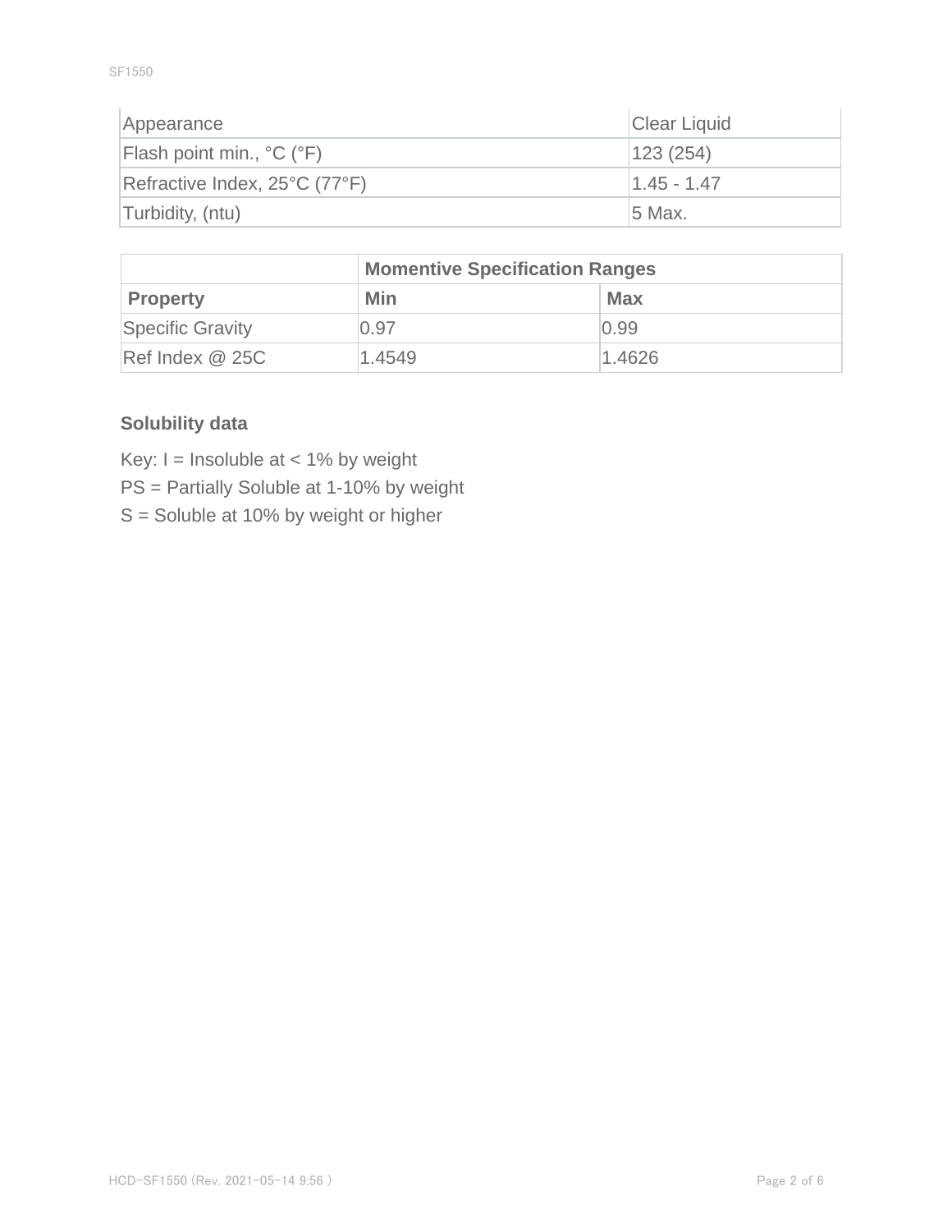| Appearance | Clear Liquid |
| --- | --- |
| Flash point min., °C (°F) | 123 (254) |
| Refractive Index, 25°C (77°F) | 1.45 - 1.47 |
| Turbidity, (ntu) | 5 Max. |

| | **Momentive Specification Ranges** | |
| --- | --- | --- |
| **Property** | **Min** | **Max** |
| Specific Gravity | 0.97 | 0.99 |
| Ref Index @ 25C | 1.4549 | 1.4626 |

### Solubility data

Key: I = Insoluble at < 1% by weight

PS = Partially Soluble at 1-10% by weight

S = Soluble at 10% by weight or higher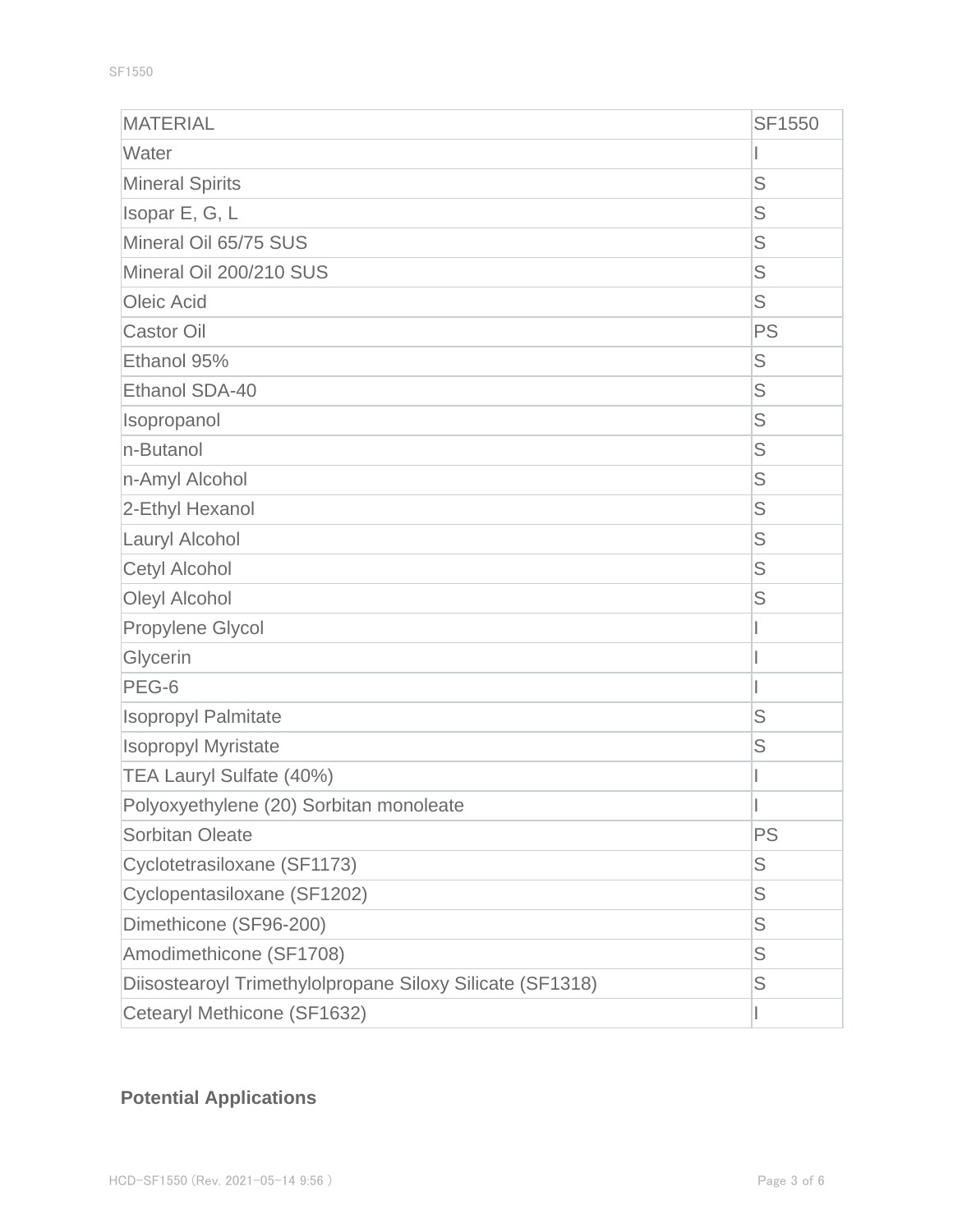| MATERIAL | SF1550 |
| --- | --- |
| Water | I |
| Mineral Spirits | S |
| Isopar E, G, L | S |
| Mineral Oil 65/75 SUS | S |
| Mineral Oil 200/210 SUS | S |
| Oleic Acid | S |
| Castor Oil | PS |
| Ethanol 95% | S |
| Ethanol SDA-40 | S |
| Isopropanol | S |
| n-Butanol | S |
| n-Amyl Alcohol | S |
| 2-Ethyl Hexanol | S |
| Lauryl Alcohol | S |
| Cetyl Alcohol | S |
| Oleyl Alcohol | S |
| Propylene Glycol | I |
| Glycerin | I |
| PEG-6 | I |
| Isopropyl Palmitate | S |
| Isopropyl Myristate | S |
| TEA Lauryl Sulfate (40%) | I |
| Polyoxyethylene (20) Sorbitan monoleate | I |
| Sorbitan Oleate | PS |
| Cyclotetrasiloxane (SF1173) | S |
| Cyclopentasiloxane (SF1202) | S |
| Dimethicone (SF96-200) | S |
| Amodimethicone (SF1708) | S |
| Diisostearoyl Trimethylolpropane Siloxy Silicate (SF1318) | S |
| Cetearyl Methicone (SF1632) | I |

## Potential Applications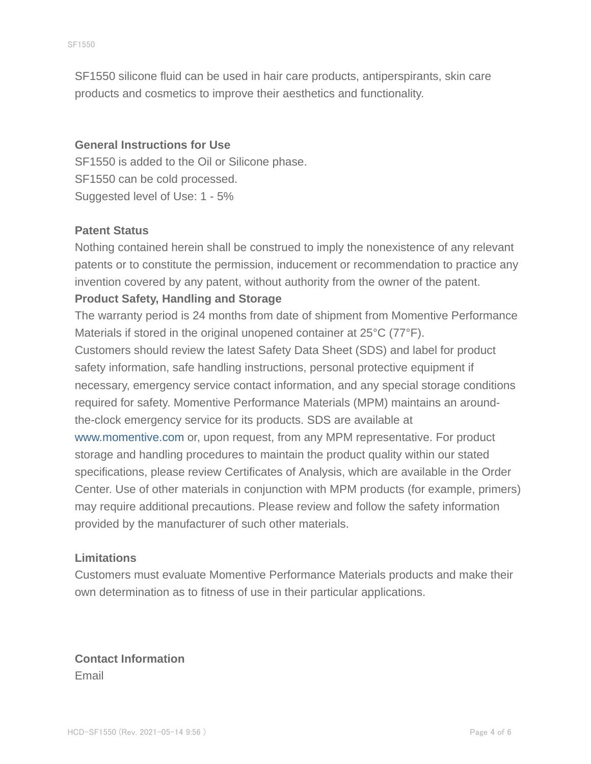SF1550 silicone fluid can be used in hair care products, antiperspirants, skin care products and cosmetics to improve their aesthetics and functionality.

## General Instructions for Use

SF1550 is added to the Oil or Silicone phase.
SF1550 can be cold processed.
Suggested level of Use: 1 - 5%

## Patent Status

Nothing contained herein shall be construed to imply the nonexistence of any relevant patents or to constitute the permission, inducement or recommendation to practice any invention covered by any patent, without authority from the owner of the patent.

## Product Safety, Handling and Storage

The warranty period is 24 months from date of shipment from Momentive Performance Materials if stored in the original unopened container at 25°C (77°F).
Customers should review the latest Safety Data Sheet (SDS) and label for product safety information, safe handling instructions, personal protective equipment if necessary, emergency service contact information, and any special storage conditions required for safety. Momentive Performance Materials (MPM) maintains an around-the-clock emergency service for its products. SDS are available at www.momentive.com or, upon request, from any MPM representative. For product storage and handling procedures to maintain the product quality within our stated specifications, please review Certificates of Analysis, which are available in the Order Center. Use of other materials in conjunction with MPM products (for example, primers) may require additional precautions. Please review and follow the safety information provided by the manufacturer of such other materials.

## Limitations

Customers must evaluate Momentive Performance Materials products and make their own determination as to fitness of use in their particular applications.

## Contact Information

Email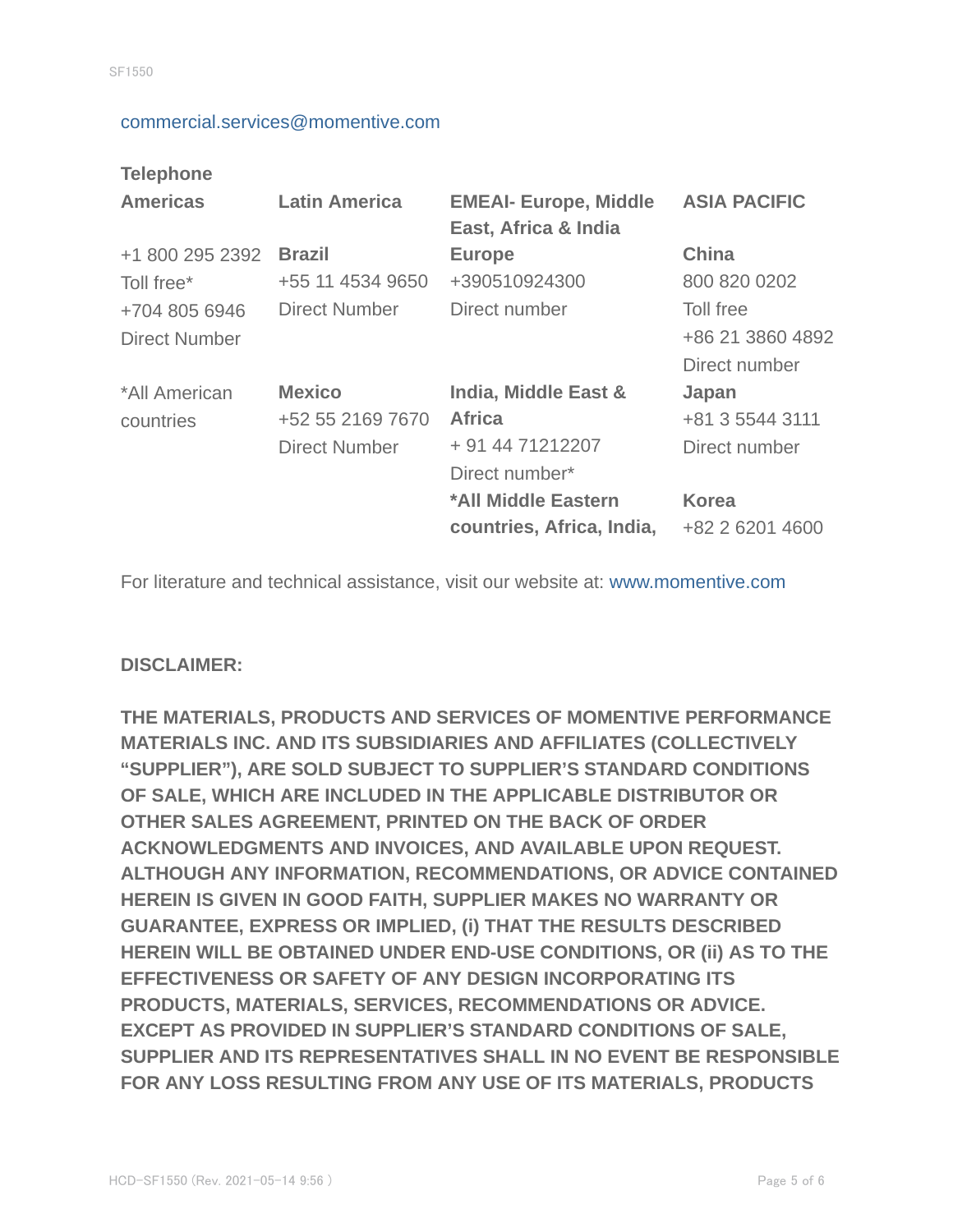commercial.services@momentive.com

**Telephone**

| **Americas** | **Latin America** | **EMEAI- Europe, Middle East, Africa & India** | **ASIA PACIFIC** |
|---|---|---|---|
| +1 800 295 2392 Toll free* +704 805 6946 Direct Number | **Brazil** +55 11 4534 9650 Direct Number | **Europe** +390510924300 Direct number | **China** 800 820 0202 Toll free +86 21 3860 4892 Direct number |
| *All American countries | **Mexico** +52 55 2169 7670 Direct Number | **India, Middle East & Africa** + 91 44 71212207 Direct number* | **Japan** +81 3 5544 3111 Direct number |
| | | ***All Middle Eastern countries, Africa, India,** | **Korea** +82 2 6201 4600 |

For literature and technical assistance, visit our website at: www.momentive.com

**DISCLAIMER:**

**THE MATERIALS, PRODUCTS AND SERVICES OF MOMENTIVE PERFORMANCE MATERIALS INC. AND ITS SUBSIDIARIES AND AFFILIATES (COLLECTIVELY "SUPPLIER"), ARE SOLD SUBJECT TO SUPPLIER'S STANDARD CONDITIONS OF SALE, WHICH ARE INCLUDED IN THE APPLICABLE DISTRIBUTOR OR OTHER SALES AGREEMENT, PRINTED ON THE BACK OF ORDER ACKNOWLEDGMENTS AND INVOICES, AND AVAILABLE UPON REQUEST. ALTHOUGH ANY INFORMATION, RECOMMENDATIONS, OR ADVICE CONTAINED HEREIN IS GIVEN IN GOOD FAITH, SUPPLIER MAKES NO WARRANTY OR GUARANTEE, EXPRESS OR IMPLIED, (i) THAT THE RESULTS DESCRIBED HEREIN WILL BE OBTAINED UNDER END-USE CONDITIONS, OR (ii) AS TO THE EFFECTIVENESS OR SAFETY OF ANY DESIGN INCORPORATING ITS PRODUCTS, MATERIALS, SERVICES, RECOMMENDATIONS OR ADVICE. EXCEPT AS PROVIDED IN SUPPLIER'S STANDARD CONDITIONS OF SALE, SUPPLIER AND ITS REPRESENTATIVES SHALL IN NO EVENT BE RESPONSIBLE FOR ANY LOSS RESULTING FROM ANY USE OF ITS MATERIALS, PRODUCTS**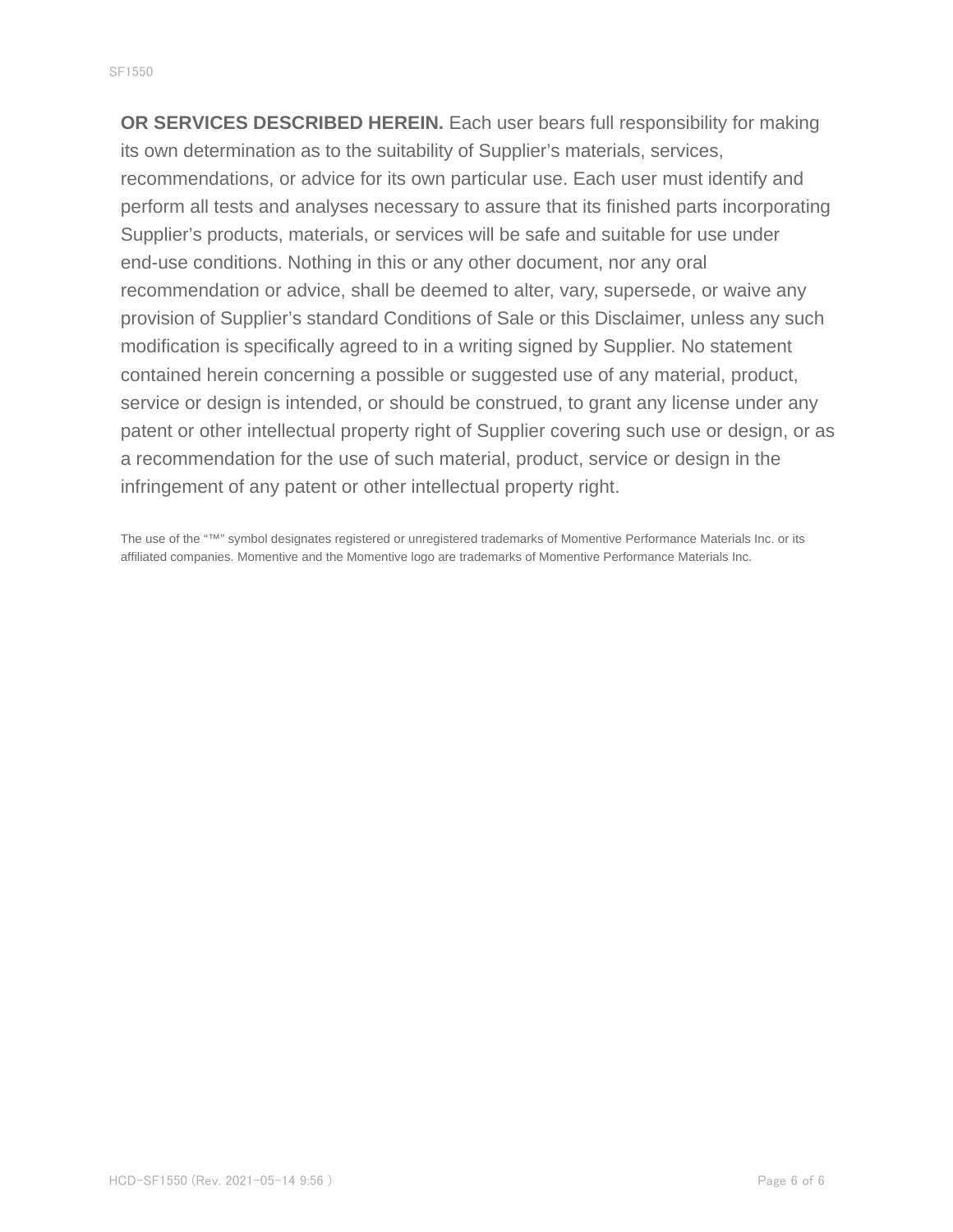**OR SERVICES DESCRIBED HEREIN.** Each user bears full responsibility for making its own determination as to the suitability of Supplier's materials, services, recommendations, or advice for its own particular use. Each user must identify and perform all tests and analyses necessary to assure that its finished parts incorporating Supplier's products, materials, or services will be safe and suitable for use under end-use conditions. Nothing in this or any other document, nor any oral recommendation or advice, shall be deemed to alter, vary, supersede, or waive any provision of Supplier's standard Conditions of Sale or this Disclaimer, unless any such modification is specifically agreed to in a writing signed by Supplier. No statement contained herein concerning a possible or suggested use of any material, product, service or design is intended, or should be construed, to grant any license under any patent or other intellectual property right of Supplier covering such use or design, or as a recommendation for the use of such material, product, service or design in the infringement of any patent or other intellectual property right.

The use of the "™" symbol designates registered or unregistered trademarks of Momentive Performance Materials Inc. or its affiliated companies. Momentive and the Momentive logo are trademarks of Momentive Performance Materials Inc.